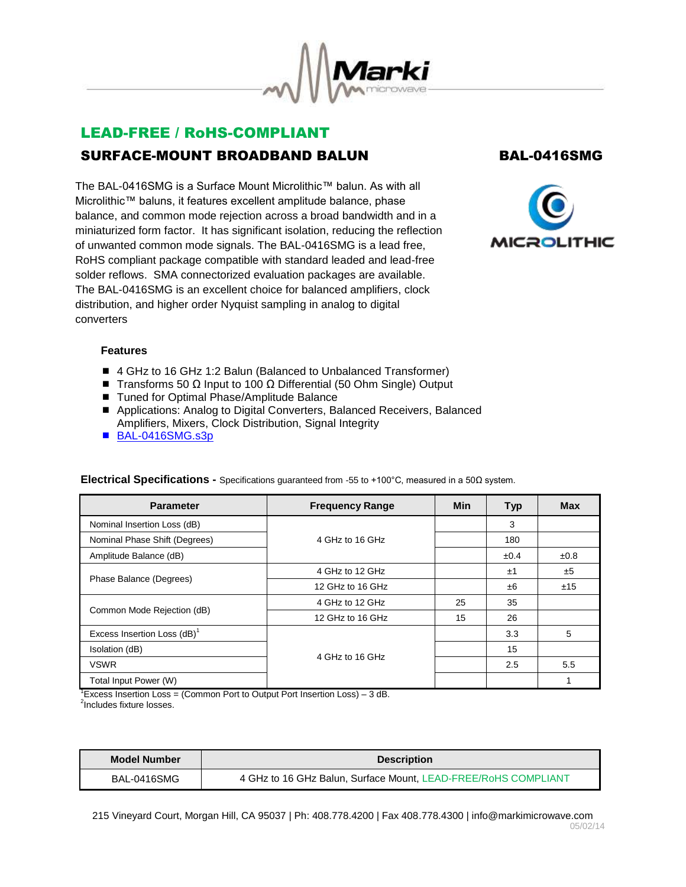## LEAD-FREE / RoHS-COMPLIANT

## SURFACE-MOUNT BROADBAND BALUN

## BAL-0416SMG

The BAL-0416SMG is a Surface Mount Microlithic™ balun. As with all Microlithic™ baluns, it features excellent amplitude balance, phase balance, and common mode rejection across a broad bandwidth and in a miniaturized form factor. It has significant isolation, reducing the reflection of unwanted common mode signals. The BAL-0416SMG is a lead free, RoHS compliant package compatible with standard leaded and lead-free solder reflows. SMA connectorized evaluation packages are available. The BAL-0416SMG is an excellent choice for balanced amplifiers, clock distribution, and higher order Nyquist sampling in analog to digital converters

### Features

- 4 GHz to 16 GHz 1:2 Balun (Balanced to Unbalanced Transformer)
- Transforms 50 Ω Input to 100 Ω Differential (50 Ohm Single) Output
- Tuned for Optimal Phase/Amplitude Balance
- Applications: Analog to Digital Converters, Balanced Receivers, Balanced Amplifiers, Mixers, Clock Distribution, Signal Integrity
- BAL-0416SMG.s3p

**Electrical Specifications -** Specifications guaranteed from -55 to +100°C, measured in a 50Ω system.

| Parameter | Frequency Range | Min | Typ | Max |
|---|---|---|---|---|
| Nominal Insertion Loss (dB) | 4 GHz to 16 GHz | | 3 | |
| Nominal Phase Shift (Degrees) | 4 GHz to 16 GHz | | 180 | |
| Amplitude Balance (dB) | 4 GHz to 16 GHz | | ±0.4 | ±0.8 |
| Phase Balance (Degrees) | 4 GHz to 12 GHz | | ±1 | ±5 |
| | 12 GHz to 16 GHz | | ±6 | ±15 |
| Common Mode Rejection (dB) | 4 GHz to 12 GHz | 25 | 35 | |
| | 12 GHz to 16 GHz | 15 | 26 | |
| Excess Insertion Loss (dB)[1] | 4 GHz to 16 GHz | | 3.3 | 5 |
| Isolation (dB) | 4 GHz to 16 GHz | | 15 | |
| VSWR | 4 GHz to 16 GHz | | 2.5 | 5.5 |
| Total Input Power (W) | 4 GHz to 16 GHz | | | 1 |

[1]Excess Insertion Loss = (Common Port to Output Port Insertion Loss) – 3 dB.
[2]Includes fixture losses.

| Model Number | Description |
|---|---|
| BAL-0416SMG | 4 GHz to 16 GHz Balun, Surface Mount, LEAD-FREE/RoHS COMPLIANT |

215 Vineyard Court, Morgan Hill, CA 95037 | Ph: 408.778.4200 | Fax 408.778.4300 | info@markimicrowave.com
05/02/14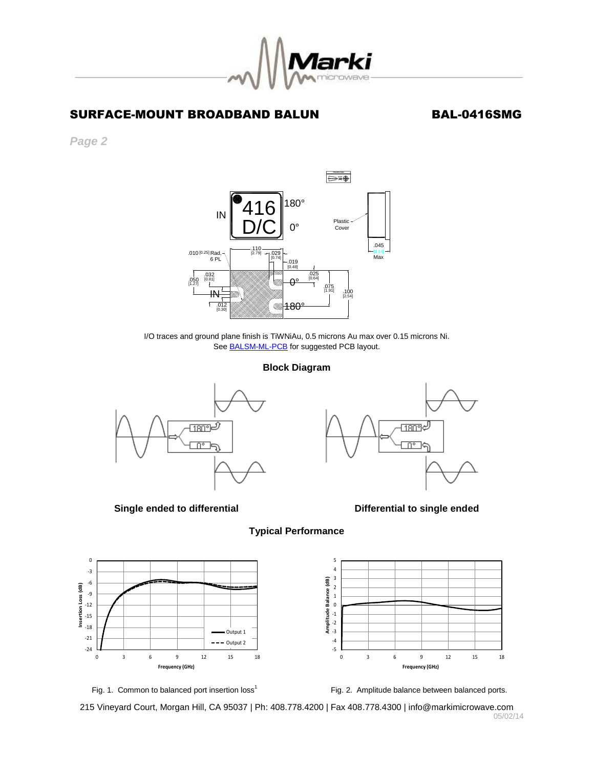# SURFACE-MOUNT BROADBAND BALUN

## BAL-0416SMG

*Page 2*

I/O traces and ground plane finish is TiWNiAu, 0.5 microns Au max over 0.15 microns Ni.
See BALSM-ML-PCB for suggested PCB layout.

### Block Diagram

**Single ended to differential**

**Differential to single ended**

### Typical Performance

Fig. 1. Common to balanced port insertion loss[1]

Fig. 2. Amplitude balance between balanced ports.

215 Vineyard Court, Morgan Hill, CA 95037 | Ph: 408.778.4200 | Fax 408.778.4300 | info@markimicrowave.com
05/02/14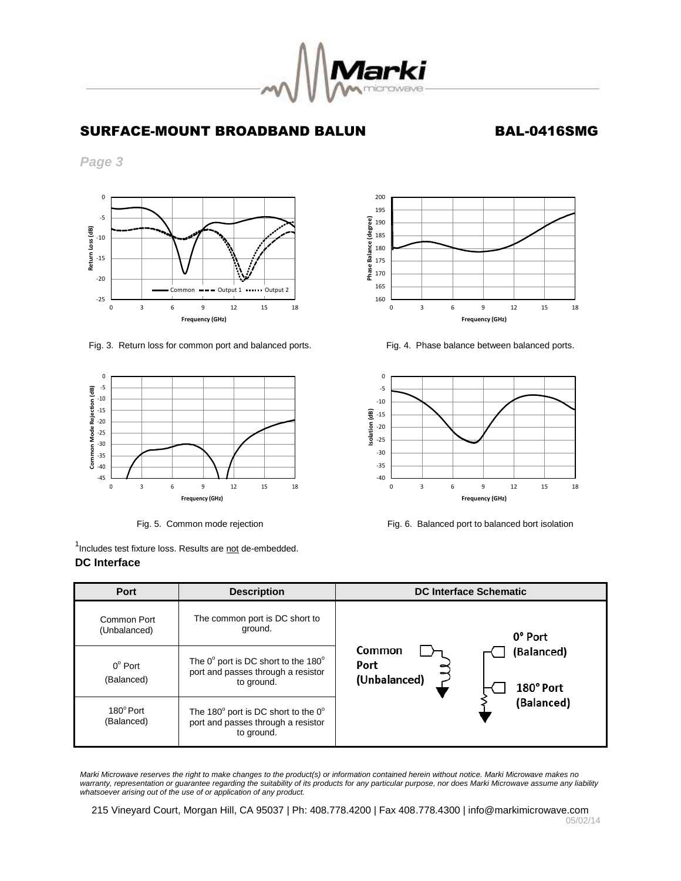## SURFACE-MOUNT BROADBAND BALUN — BAL-0416SMG

*Page 3*

0
-5
-10
-15
-20
-25
Return Loss (dB)
0 3 6 9 12 15 18
Frequency (GHz)
Common
Output 1
Output 2

Fig. 3. Return loss for common port and balanced ports.

200
195
190
185
180
175
170
165
160
Phase Balance (degree)
0 3 6 9 12 15 18
Frequency (GHz)

Fig. 4. Phase balance between balanced ports.

0
-5
-10
-15
-20
-25
-30
-35
-40
-45
Common Mode Rejection (dB)
0 3 6 9 12 15 18
Frequency (GHz)

Fig. 5. Common mode rejection

0
-5
-10
-15
-20
-25
-30
-35
-40
Isolation (dB)
0 3 6 9 12 15 18
Frequency (GHz)

Fig. 6. Balanced port to balanced bort isolation

[1]Includes test fixture loss. Results are not de-embedded.

**DC Interface**

| Port | Description | DC Interface Schematic |
|---|---|---|
| Common Port (Unbalanced) | The common port is DC short to ground. | Common Port (Unbalanced); 0° Port (Balanced); 180° Port (Balanced) |
| 0° Port (Balanced) | The 0° port is DC short to the 180° port and passes through a resistor to ground. | |
| 180° Port (Balanced) | The 180° port is DC short to the 0° port and passes through a resistor to ground. | |

*Marki Microwave reserves the right to make changes to the product(s) or information contained herein without notice. Marki Microwave makes no warranty, representation or guarantee regarding the suitability of its products for any particular purpose, nor does Marki Microwave assume any liability whatsoever arising out of the use of or application of any product.*

215 Vineyard Court, Morgan Hill, CA 95037 | Ph: 408.778.4200 | Fax 408.778.4300 | info@markimicrowave.com

05/02/14